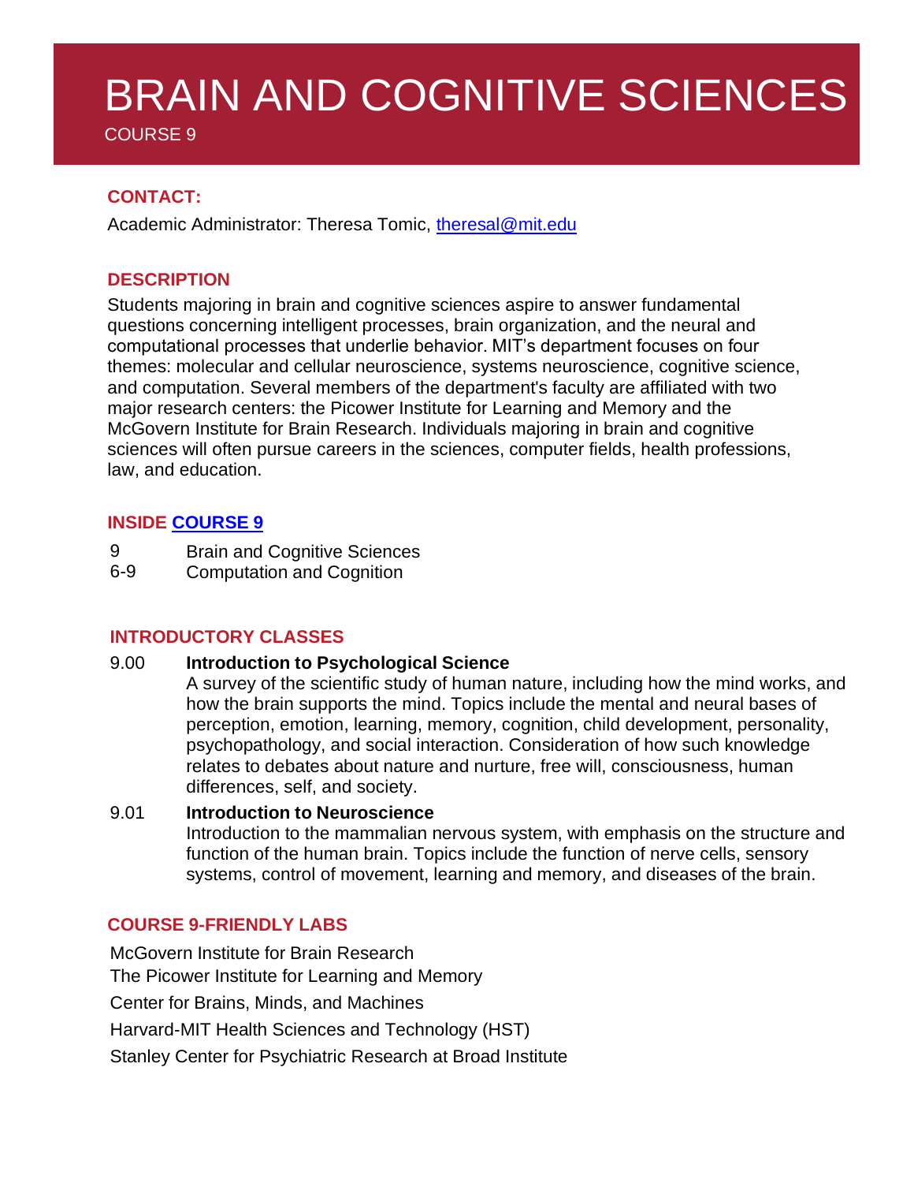# BRAIN AND COGNITIVE SCIENCES

COURSE 9

## CONTACT:

Academic Administrator: Theresa Tomic, [theresal@mit.edu](mailto:theresal@mit.edu)

## DESCRIPTION

Students majoring in brain and cognitive sciences aspire to answer fundamental questions concerning intelligent processes, brain organization, and the neural and computational processes that underlie behavior. MIT's department focuses on four themes: molecular and cellular neuroscience, systems neuroscience, cognitive science, and computation. Several members of the department's faculty are affiliated with two major research centers: the Picower Institute for Learning and Memory and the McGovern Institute for Brain Research. Individuals majoring in brain and cognitive sciences will often pursue careers in the sciences, computer fields, health professions, law, and education.

## INSIDE COURSE 9

| | |
|---|---|
| 9 | Brain and Cognitive Sciences |
| 6-9 | Computation and Cognition |

## INTRODUCTORY CLASSES

9.00 **Introduction to Psychological Science**
A survey of the scientific study of human nature, including how the mind works, and how the brain supports the mind. Topics include the mental and neural bases of perception, emotion, learning, memory, cognition, child development, personality, psychopathology, and social interaction. Consideration of how such knowledge relates to debates about nature and nurture, free will, consciousness, human differences, self, and society.

9.01 **Introduction to Neuroscience**
Introduction to the mammalian nervous system, with emphasis on the structure and function of the human brain. Topics include the function of nerve cells, sensory systems, control of movement, learning and memory, and diseases of the brain.

## COURSE 9-FRIENDLY LABS

McGovern Institute for Brain Research

The Picower Institute for Learning and Memory

Center for Brains, Minds, and Machines

Harvard-MIT Health Sciences and Technology (HST)

Stanley Center for Psychiatric Research at Broad Institute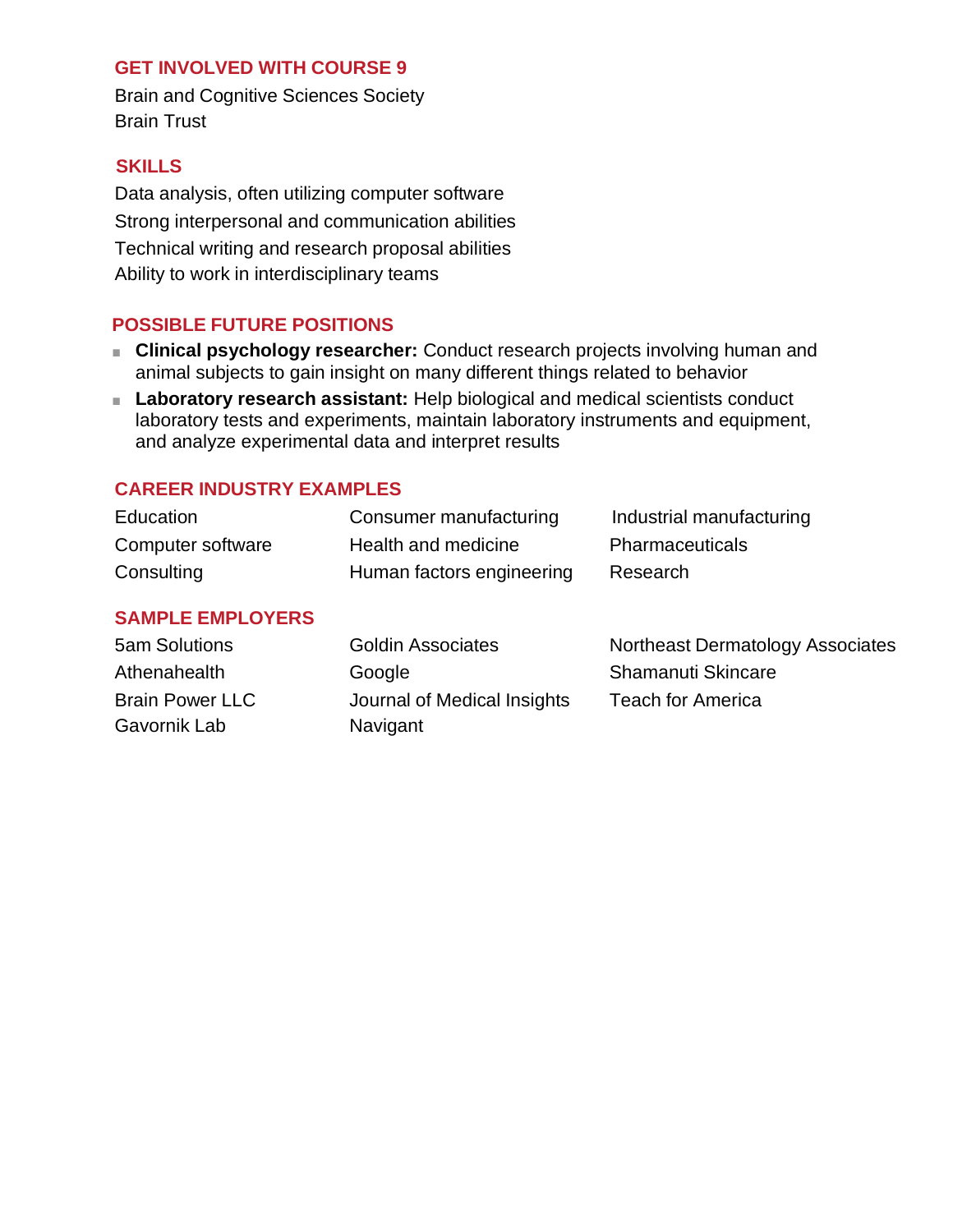## GET INVOLVED WITH COURSE 9

Brain and Cognitive Sciences Society
Brain Trust

## SKILLS

Data analysis, often utilizing computer software
Strong interpersonal and communication abilities
Technical writing and research proposal abilities
Ability to work in interdisciplinary teams

## POSSIBLE FUTURE POSITIONS

- **Clinical psychology researcher:** Conduct research projects involving human and animal subjects to gain insight on many different things related to behavior
- **Laboratory research assistant:** Help biological and medical scientists conduct laboratory tests and experiments, maintain laboratory instruments and equipment, and analyze experimental data and interpret results

## CAREER INDUSTRY EXAMPLES

| | | |
|---|---|---|
| Education | Consumer manufacturing | Industrial manufacturing |
| Computer software | Health and medicine | Pharmaceuticals |
| Consulting | Human factors engineering | Research |

## SAMPLE EMPLOYERS

| | | |
|---|---|---|
| 5am Solutions | Goldin Associates | Northeast Dermatology Associates |
| Athenahealth | Google | Shamanuti Skincare |
| Brain Power LLC | Journal of Medical Insights | Teach for America |
| Gavornik Lab | Navigant | |